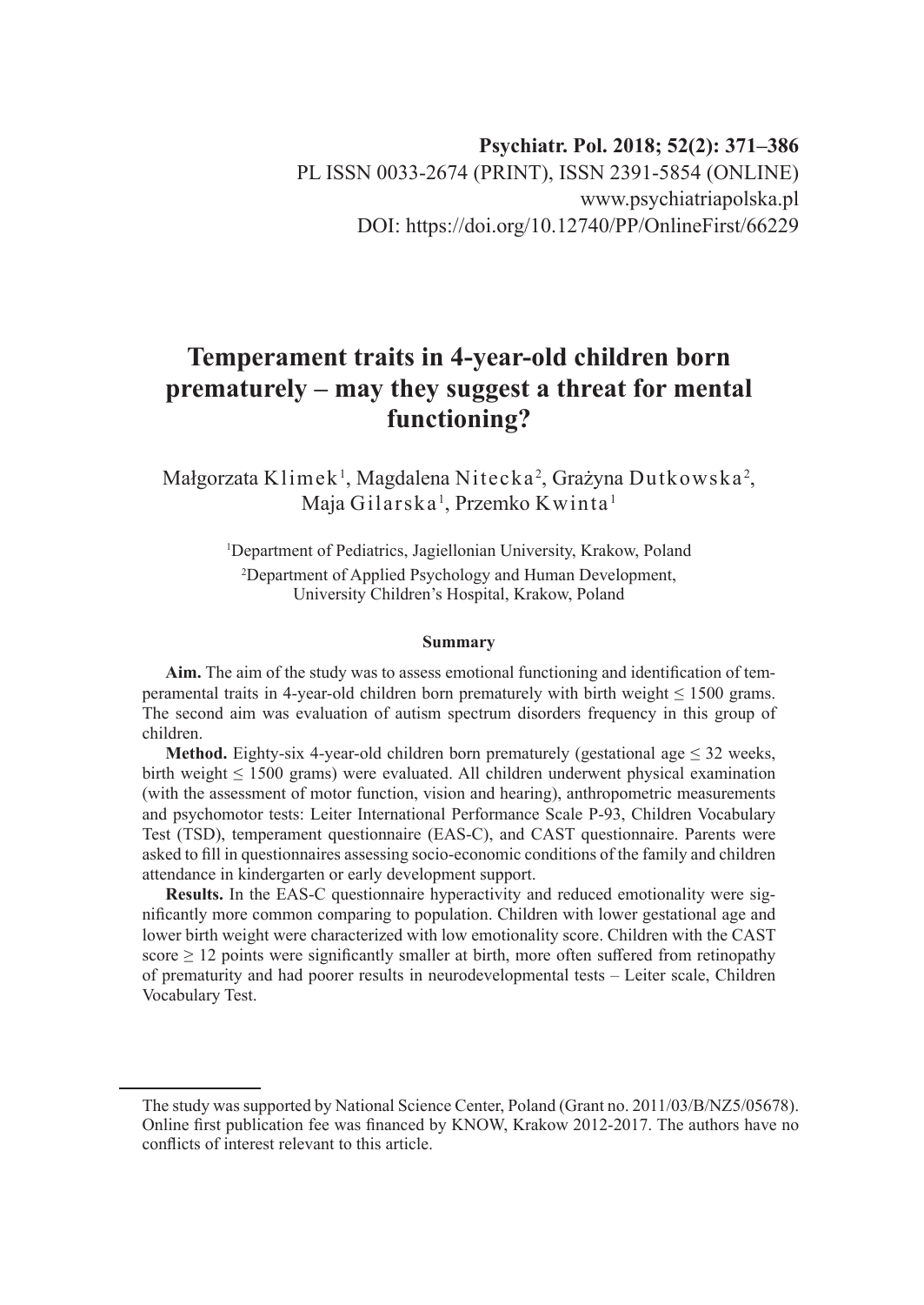**Psychiatr. Pol. 2018; 52(2): 371–386**
PL ISSN 0033-2674 (PRINT), ISSN 2391-5854 (ONLINE)
www.psychiatriapolska.pl
DOI: https://doi.org/10.12740/PP/OnlineFirst/66229

# Temperament traits in 4-year-old children born prematurely – may they suggest a threat for mental functioning?

Małgorzata Klimek[1], Magdalena Nitecka[2], Grażyna Dutkowska[2], Maja Gilarska[1], Przemko Kwinta[1]

[1]Department of Pediatrics, Jagiellonian University, Krakow, Poland

[2]Department of Applied Psychology and Human Development, University Children's Hospital, Krakow, Poland

### Summary

**Aim.** The aim of the study was to assess emotional functioning and identification of temperamental traits in 4-year-old children born prematurely with birth weight ≤ 1500 grams. The second aim was evaluation of autism spectrum disorders frequency in this group of children.

**Method.** Eighty-six 4-year-old children born prematurely (gestational age ≤ 32 weeks, birth weight ≤ 1500 grams) were evaluated. All children underwent physical examination (with the assessment of motor function, vision and hearing), anthropometric measurements and psychomotor tests: Leiter International Performance Scale P-93, Children Vocabulary Test (TSD), temperament questionnaire (EAS-C), and CAST questionnaire. Parents were asked to fill in questionnaires assessing socio-economic conditions of the family and children attendance in kindergarten or early development support.

**Results.** In the EAS-C questionnaire hyperactivity and reduced emotionality were significantly more common comparing to population. Children with lower gestational age and lower birth weight were characterized with low emotionality score. Children with the CAST score ≥ 12 points were significantly smaller at birth, more often suffered from retinopathy of prematurity and had poorer results in neurodevelopmental tests – Leiter scale, Children Vocabulary Test.

---

The study was supported by National Science Center, Poland (Grant no. 2011/03/B/NZ5/05678). Online first publication fee was financed by KNOW, Krakow 2012-2017. The authors have no conflicts of interest relevant to this article.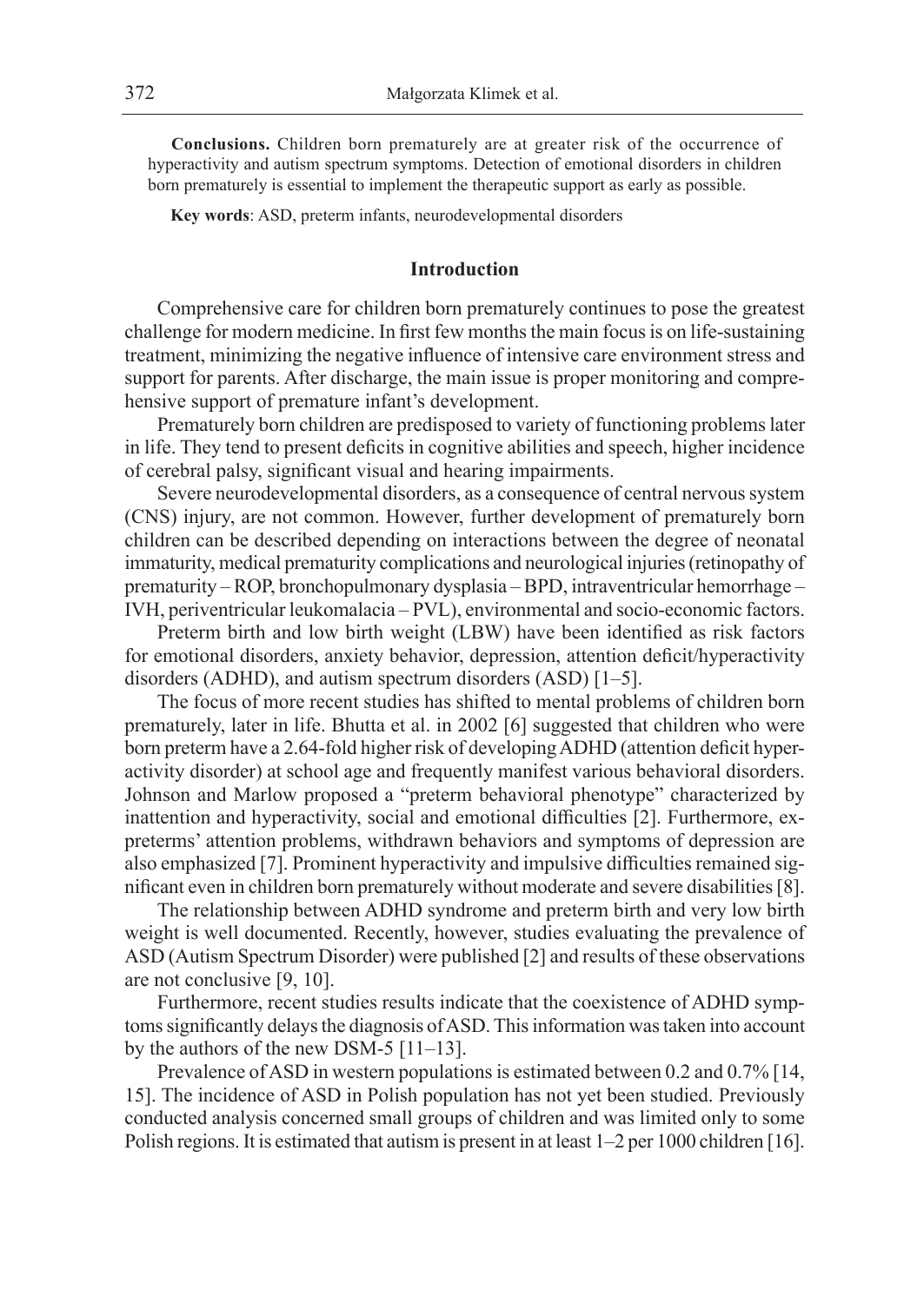**Conclusions.** Children born prematurely are at greater risk of the occurrence of hyperactivity and autism spectrum symptoms. Detection of emotional disorders in children born prematurely is essential to implement the therapeutic support as early as possible.

**Key words**: ASD, preterm infants, neurodevelopmental disorders

## Introduction

Comprehensive care for children born prematurely continues to pose the greatest challenge for modern medicine. In first few months the main focus is on life-sustaining treatment, minimizing the negative influence of intensive care environment stress and support for parents. After discharge, the main issue is proper monitoring and comprehensive support of premature infant's development.

Prematurely born children are predisposed to variety of functioning problems later in life. They tend to present deficits in cognitive abilities and speech, higher incidence of cerebral palsy, significant visual and hearing impairments.

Severe neurodevelopmental disorders, as a consequence of central nervous system (CNS) injury, are not common. However, further development of prematurely born children can be described depending on interactions between the degree of neonatal immaturity, medical prematurity complications and neurological injuries (retinopathy of prematurity – ROP, bronchopulmonary dysplasia – BPD, intraventricular hemorrhage – IVH, periventricular leukomalacia – PVL), environmental and socio-economic factors.

Preterm birth and low birth weight (LBW) have been identified as risk factors for emotional disorders, anxiety behavior, depression, attention deficit/hyperactivity disorders (ADHD), and autism spectrum disorders (ASD) [1–5].

The focus of more recent studies has shifted to mental problems of children born prematurely, later in life. Bhutta et al. in 2002 [6] suggested that children who were born preterm have a 2.64-fold higher risk of developing ADHD (attention deficit hyperactivity disorder) at school age and frequently manifest various behavioral disorders. Johnson and Marlow proposed a "preterm behavioral phenotype" characterized by inattention and hyperactivity, social and emotional difficulties [2]. Furthermore, ex-preterms' attention problems, withdrawn behaviors and symptoms of depression are also emphasized [7]. Prominent hyperactivity and impulsive difficulties remained significant even in children born prematurely without moderate and severe disabilities [8].

The relationship between ADHD syndrome and preterm birth and very low birth weight is well documented. Recently, however, studies evaluating the prevalence of ASD (Autism Spectrum Disorder) were published [2] and results of these observations are not conclusive [9, 10].

Furthermore, recent studies results indicate that the coexistence of ADHD symptoms significantly delays the diagnosis of ASD. This information was taken into account by the authors of the new DSM-5 [11–13].

Prevalence of ASD in western populations is estimated between 0.2 and 0.7% [14, 15]. The incidence of ASD in Polish population has not yet been studied. Previously conducted analysis concerned small groups of children and was limited only to some Polish regions. It is estimated that autism is present in at least 1–2 per 1000 children [16].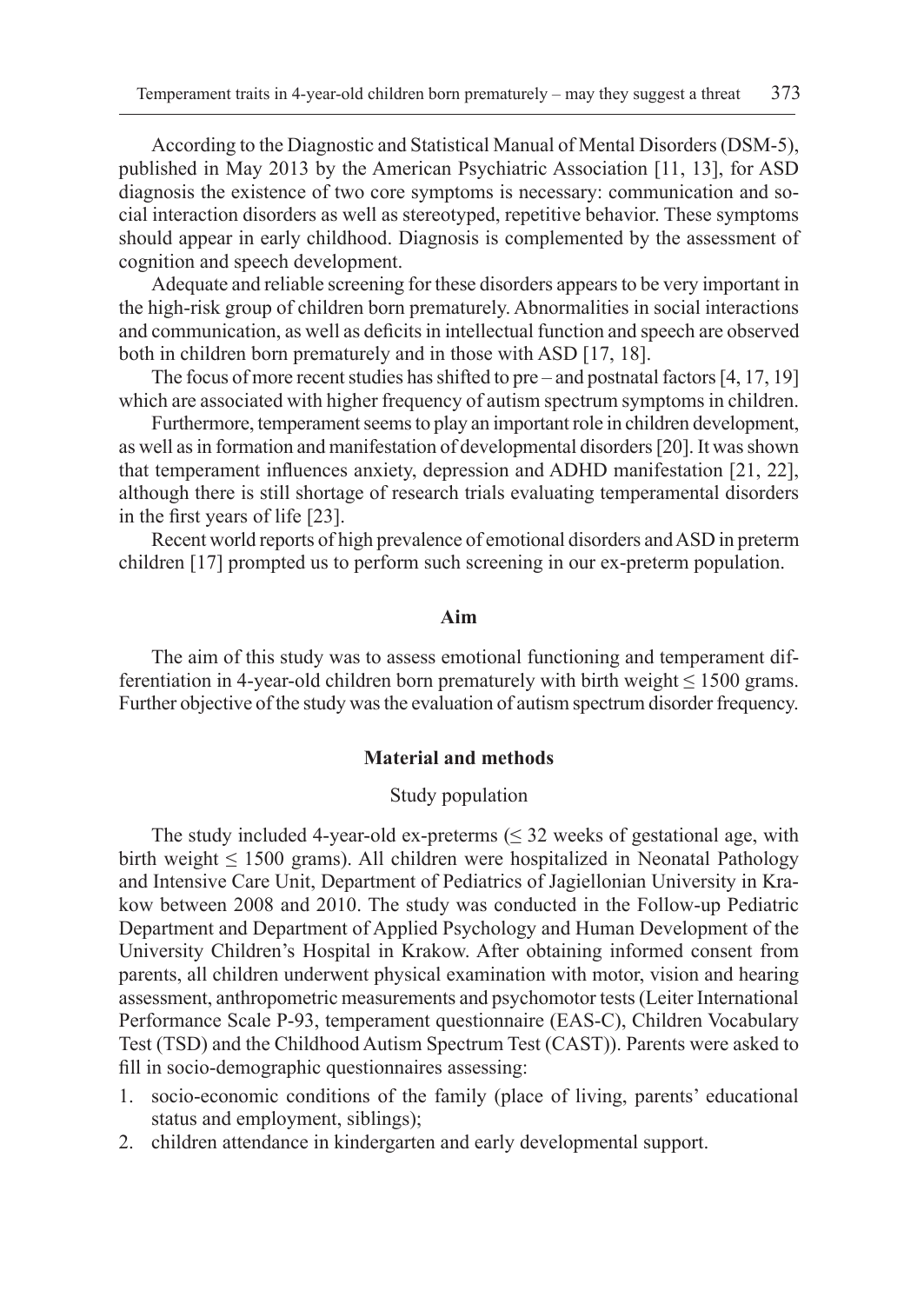According to the Diagnostic and Statistical Manual of Mental Disorders (DSM-5), published in May 2013 by the American Psychiatric Association [11, 13], for ASD diagnosis the existence of two core symptoms is necessary: communication and social interaction disorders as well as stereotyped, repetitive behavior. These symptoms should appear in early childhood. Diagnosis is complemented by the assessment of cognition and speech development.

Adequate and reliable screening for these disorders appears to be very important in the high-risk group of children born prematurely. Abnormalities in social interactions and communication, as well as deficits in intellectual function and speech are observed both in children born prematurely and in those with ASD [17, 18].

The focus of more recent studies has shifted to pre – and postnatal factors [4, 17, 19] which are associated with higher frequency of autism spectrum symptoms in children.

Furthermore, temperament seems to play an important role in children development, as well as in formation and manifestation of developmental disorders [20]. It was shown that temperament influences anxiety, depression and ADHD manifestation [21, 22], although there is still shortage of research trials evaluating temperamental disorders in the first years of life [23].

Recent world reports of high prevalence of emotional disorders and ASD in preterm children [17] prompted us to perform such screening in our ex-preterm population.

## Aim

The aim of this study was to assess emotional functioning and temperament differentiation in 4-year-old children born prematurely with birth weight ≤ 1500 grams. Further objective of the study was the evaluation of autism spectrum disorder frequency.

## Material and methods

### Study population

The study included 4-year-old ex-preterms (≤ 32 weeks of gestational age, with birth weight ≤ 1500 grams). All children were hospitalized in Neonatal Pathology and Intensive Care Unit, Department of Pediatrics of Jagiellonian University in Krakow between 2008 and 2010. The study was conducted in the Follow-up Pediatric Department and Department of Applied Psychology and Human Development of the University Children's Hospital in Krakow. After obtaining informed consent from parents, all children underwent physical examination with motor, vision and hearing assessment, anthropometric measurements and psychomotor tests (Leiter International Performance Scale P-93, temperament questionnaire (EAS-C), Children Vocabulary Test (TSD) and the Childhood Autism Spectrum Test (CAST)). Parents were asked to fill in socio-demographic questionnaires assessing:

1. socio-economic conditions of the family (place of living, parents' educational status and employment, siblings);
2. children attendance in kindergarten and early developmental support.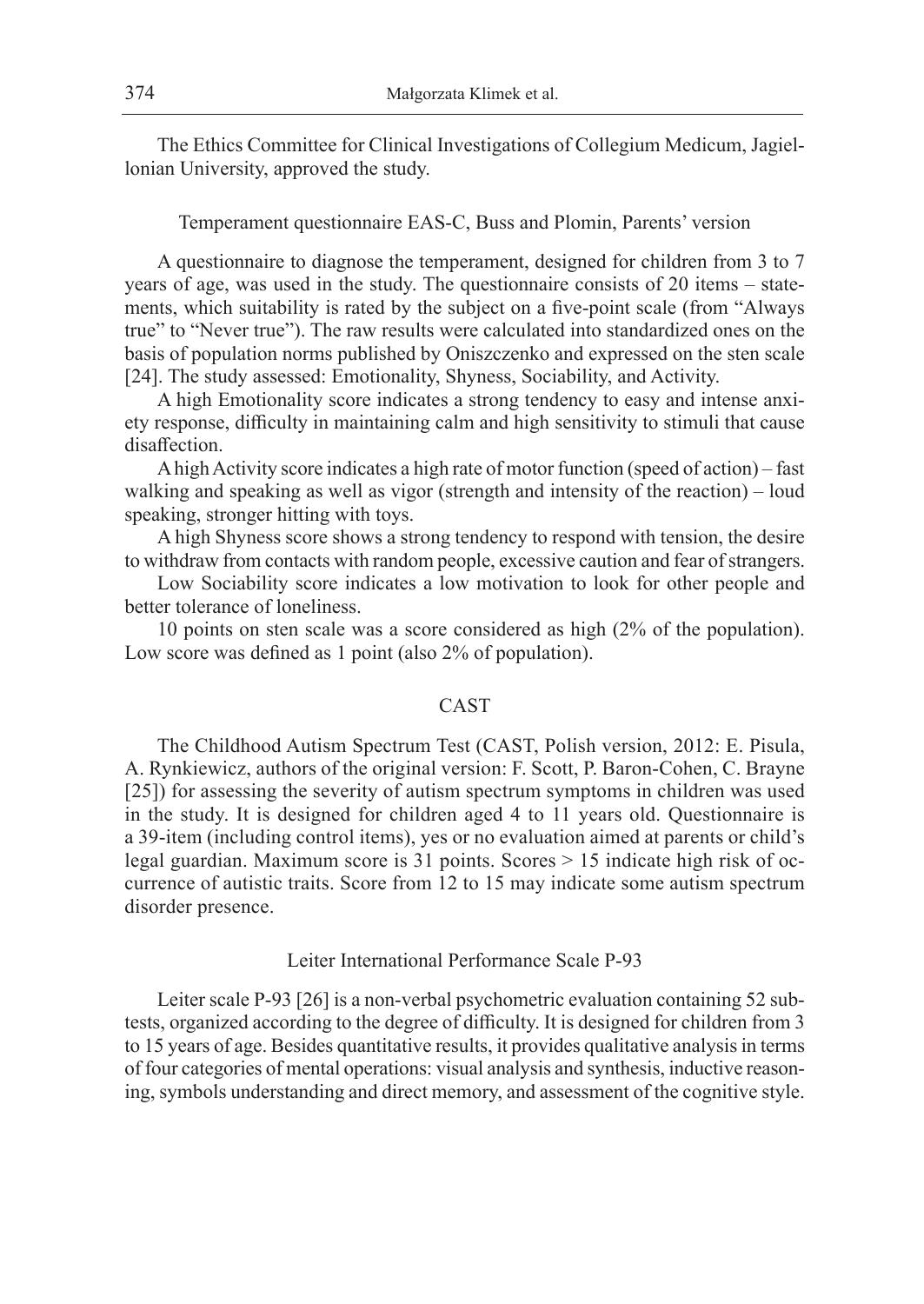The Ethics Committee for Clinical Investigations of Collegium Medicum, Jagiellonian University, approved the study.

### Temperament questionnaire EAS-C, Buss and Plomin, Parents' version

A questionnaire to diagnose the temperament, designed for children from 3 to 7 years of age, was used in the study. The questionnaire consists of 20 items – statements, which suitability is rated by the subject on a five-point scale (from "Always true" to "Never true"). The raw results were calculated into standardized ones on the basis of population norms published by Oniszczenko and expressed on the sten scale [24]. The study assessed: Emotionality, Shyness, Sociability, and Activity.

A high Emotionality score indicates a strong tendency to easy and intense anxiety response, difficulty in maintaining calm and high sensitivity to stimuli that cause disaffection.

A high Activity score indicates a high rate of motor function (speed of action) – fast walking and speaking as well as vigor (strength and intensity of the reaction) – loud speaking, stronger hitting with toys.

A high Shyness score shows a strong tendency to respond with tension, the desire to withdraw from contacts with random people, excessive caution and fear of strangers.

Low Sociability score indicates a low motivation to look for other people and better tolerance of loneliness.

10 points on sten scale was a score considered as high (2% of the population). Low score was defined as 1 point (also 2% of population).

### CAST

The Childhood Autism Spectrum Test (CAST, Polish version, 2012: E. Pisula, A. Rynkiewicz, authors of the original version: F. Scott, P. Baron-Cohen, C. Brayne [25]) for assessing the severity of autism spectrum symptoms in children was used in the study. It is designed for children aged 4 to 11 years old. Questionnaire is a 39-item (including control items), yes or no evaluation aimed at parents or child's legal guardian. Maximum score is 31 points. Scores > 15 indicate high risk of occurrence of autistic traits. Score from 12 to 15 may indicate some autism spectrum disorder presence.

### Leiter International Performance Scale P-93

Leiter scale P-93 [26] is a non-verbal psychometric evaluation containing 52 subtests, organized according to the degree of difficulty. It is designed for children from 3 to 15 years of age. Besides quantitative results, it provides qualitative analysis in terms of four categories of mental operations: visual analysis and synthesis, inductive reasoning, symbols understanding and direct memory, and assessment of the cognitive style.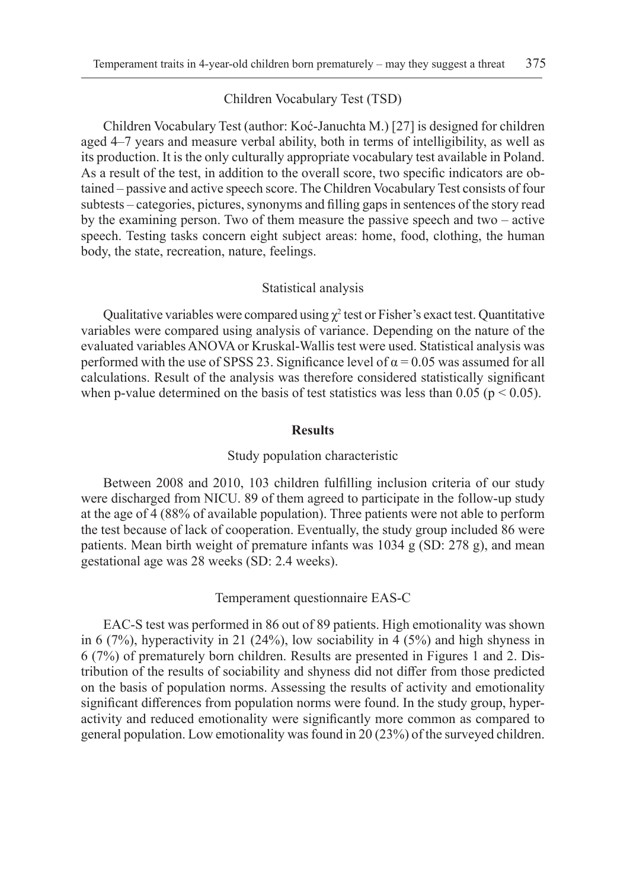### Children Vocabulary Test (TSD)

Children Vocabulary Test (author: Koć-Januchta M.) [27] is designed for children aged 4–7 years and measure verbal ability, both in terms of intelligibility, as well as its production. It is the only culturally appropriate vocabulary test available in Poland. As a result of the test, in addition to the overall score, two specific indicators are obtained – passive and active speech score. The Children Vocabulary Test consists of four subtests – categories, pictures, synonyms and filling gaps in sentences of the story read by the examining person. Two of them measure the passive speech and two – active speech. Testing tasks concern eight subject areas: home, food, clothing, the human body, the state, recreation, nature, feelings.

### Statistical analysis

Qualitative variables were compared using $\chi^2$ test or Fisher's exact test. Quantitative variables were compared using analysis of variance. Depending on the nature of the evaluated variables ANOVA or Kruskal-Wallis test were used. Statistical analysis was performed with the use of SPSS 23. Significance level of $\alpha = 0.05$ was assumed for all calculations. Result of the analysis was therefore considered statistically significant when p-value determined on the basis of test statistics was less than 0.05 ($p < 0.05$).

## Results

### Study population characteristic

Between 2008 and 2010, 103 children fulfilling inclusion criteria of our study were discharged from NICU. 89 of them agreed to participate in the follow-up study at the age of 4 (88% of available population). Three patients were not able to perform the test because of lack of cooperation. Eventually, the study group included 86 were patients. Mean birth weight of premature infants was 1034 g (SD: 278 g), and mean gestational age was 28 weeks (SD: 2.4 weeks).

### Temperament questionnaire EAS-C

EAC-S test was performed in 86 out of 89 patients. High emotionality was shown in 6 (7%), hyperactivity in 21 (24%), low sociability in 4 (5%) and high shyness in 6 (7%) of prematurely born children. Results are presented in Figures 1 and 2. Distribution of the results of sociability and shyness did not differ from those predicted on the basis of population norms. Assessing the results of activity and emotionality significant differences from population norms were found. In the study group, hyperactivity and reduced emotionality were significantly more common as compared to general population. Low emotionality was found in 20 (23%) of the surveyed children.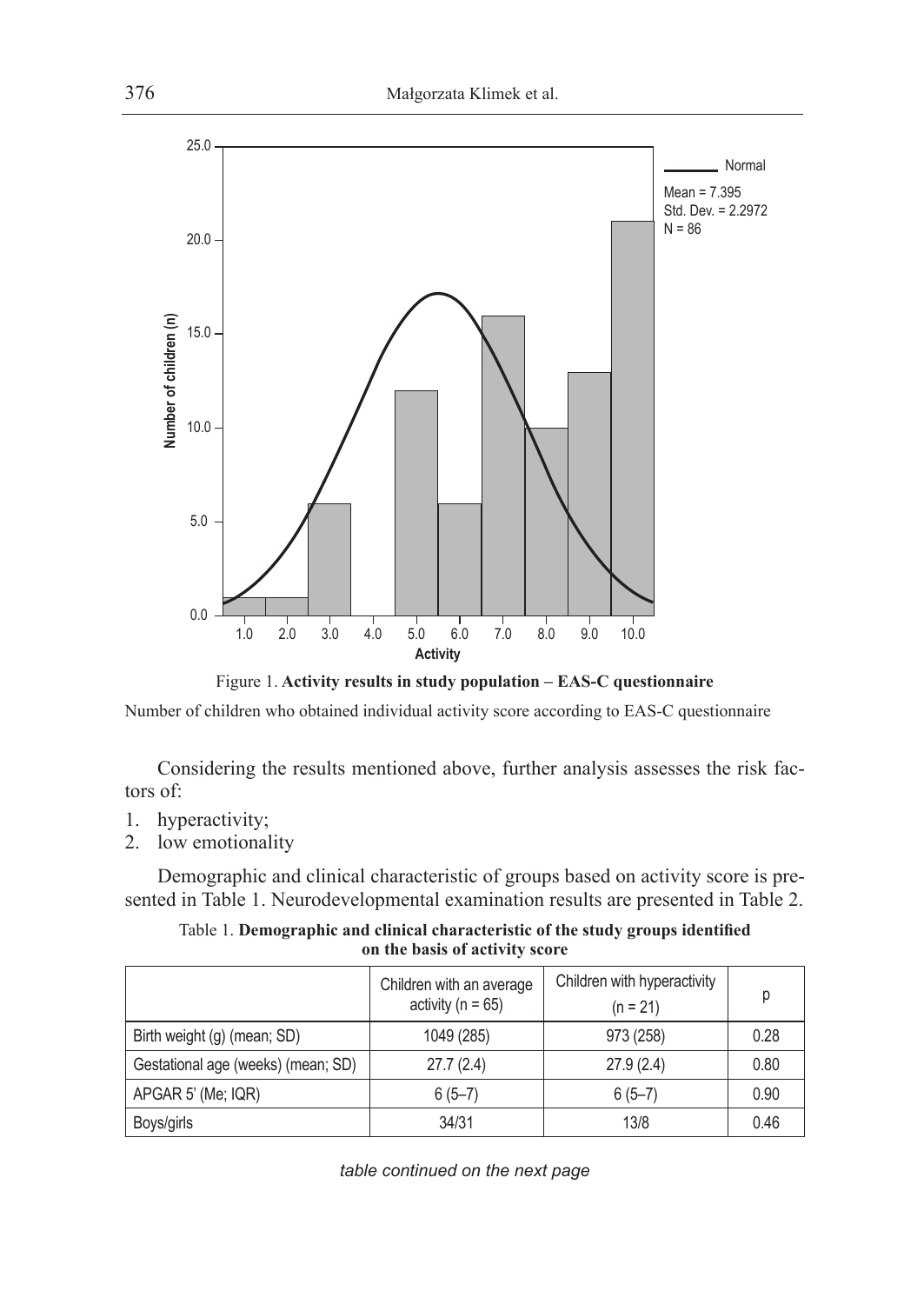Figure 1. **Activity results in study population – EAS-C questionnaire**

Number of children who obtained individual activity score according to EAS-C questionnaire

Considering the results mentioned above, further analysis assesses the risk factors of:

1. hyperactivity;
2. low emotionality

Demographic and clinical characteristic of groups based on activity score is presented in Table 1. Neurodevelopmental examination results are presented in Table 2.

Table 1. **Demographic and clinical characteristic of the study groups identified on the basis of activity score**

| | Children with an average activity (n = 65) | Children with hyperactivity (n = 21) | p |
|---|---|---|---|
| Birth weight (g) (mean; SD) | 1049 (285) | 973 (258) | 0.28 |
| Gestational age (weeks) (mean; SD) | 27.7 (2.4) | 27.9 (2.4) | 0.80 |
| APGAR 5' (Me; IQR) | 6 (5–7) | 6 (5–7) | 0.90 |
| Boys/girls | 34/31 | 13/8 | 0.46 |

*table continued on the next page*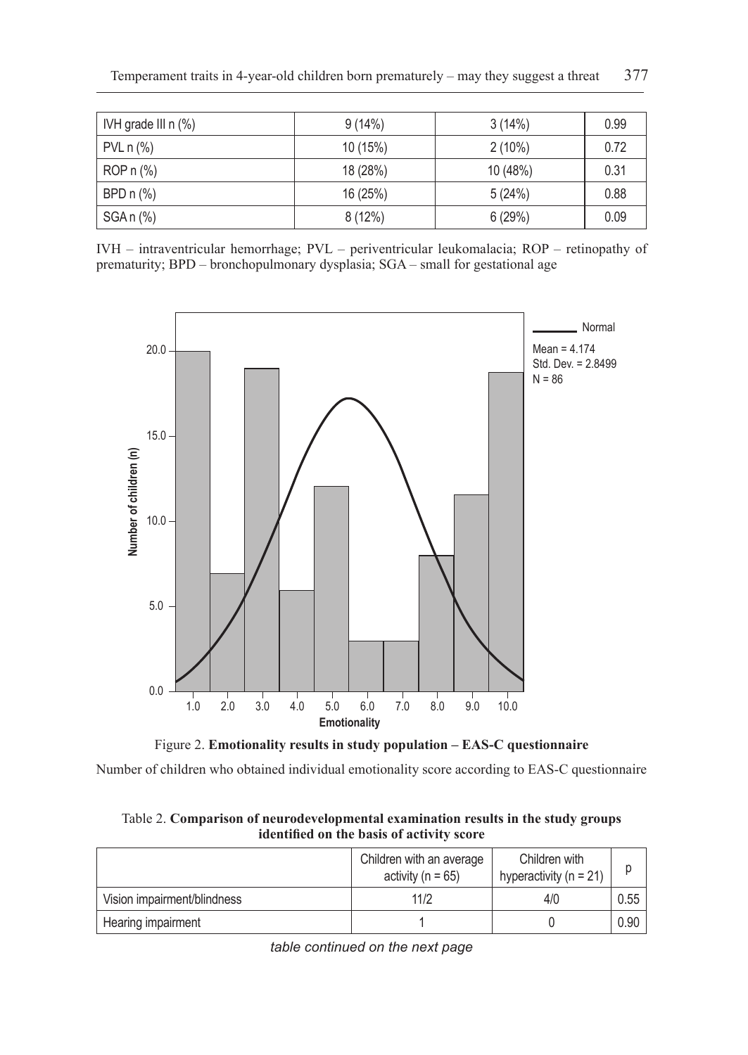| IVH grade III n (%) | 9 (14%) | 3 (14%) | 0.99 |
|---|---|---|---|
| PVL n (%) | 10 (15%) | 2 (10%) | 0.72 |
| ROP n (%) | 18 (28%) | 10 (48%) | 0.31 |
| BPD n (%) | 16 (25%) | 5 (24%) | 0.88 |
| SGA n (%) | 8 (12%) | 6 (29%) | 0.09 |

IVH – intraventricular hemorrhage; PVL – periventricular leukomalacia; ROP – retinopathy of prematurity; BPD – bronchopulmonary dysplasia; SGA – small for gestational age

Figure 2. **Emotionality results in study population – EAS-C questionnaire**

Number of children who obtained individual emotionality score according to EAS-C questionnaire

Table 2. **Comparison of neurodevelopmental examination results in the study groups identified on the basis of activity score**

| | Children with an average activity (n = 65) | Children with hyperactivity (n = 21) | p |
|---|---|---|---|
| Vision impairment/blindness | 11/2 | 4/0 | 0.55 |
| Hearing impairment | 1 | 0 | 0.90 |

*table continued on the next page*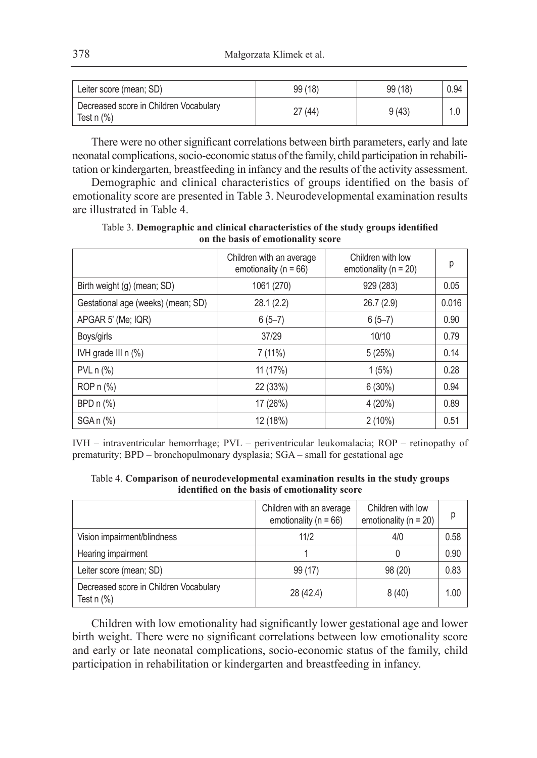| Leiter score (mean; SD) | 99 (18) | 99 (18) | 0.94 |
|---|---|---|---|
| Decreased score in Children Vocabulary Test n (%) | 27 (44) | 9 (43) | 1.0 |

There were no other significant correlations between birth parameters, early and late neonatal complications, socio-economic status of the family, child participation in rehabilitation or kindergarten, breastfeeding in infancy and the results of the activity assessment.

Demographic and clinical characteristics of groups identified on the basis of emotionality score are presented in Table 3. Neurodevelopmental examination results are illustrated in Table 4.

Table 3. **Demographic and clinical characteristics of the study groups identified on the basis of emotionality score**

| | Children with an average emotionality (n = 66) | Children with low emotionality (n = 20) | p |
|---|---|---|---|
| Birth weight (g) (mean; SD) | 1061 (270) | 929 (283) | 0.05 |
| Gestational age (weeks) (mean; SD) | 28.1 (2.2) | 26.7 (2.9) | 0.016 |
| APGAR 5' (Me; IQR) | 6 (5–7) | 6 (5–7) | 0.90 |
| Boys/girls | 37/29 | 10/10 | 0.79 |
| IVH grade III n (%) | 7 (11%) | 5 (25%) | 0.14 |
| PVL n (%) | 11 (17%) | 1 (5%) | 0.28 |
| ROP n (%) | 22 (33%) | 6 (30%) | 0.94 |
| BPD n (%) | 17 (26%) | 4 (20%) | 0.89 |
| SGA n (%) | 12 (18%) | 2 (10%) | 0.51 |

IVH – intraventricular hemorrhage; PVL – periventricular leukomalacia; ROP – retinopathy of prematurity; BPD – bronchopulmonary dysplasia; SGA – small for gestational age

Table 4. **Comparison of neurodevelopmental examination results in the study groups identified on the basis of emotionality score**

| | Children with an average emotionality (n = 66) | Children with low emotionality (n = 20) | p |
|---|---|---|---|
| Vision impairment/blindness | 11/2 | 4/0 | 0.58 |
| Hearing impairment | 1 | 0 | 0.90 |
| Leiter score (mean; SD) | 99 (17) | 98 (20) | 0.83 |
| Decreased score in Children Vocabulary Test n (%) | 28 (42.4) | 8 (40) | 1.00 |

Children with low emotionality had significantly lower gestational age and lower birth weight. There were no significant correlations between low emotionality score and early or late neonatal complications, socio-economic status of the family, child participation in rehabilitation or kindergarten and breastfeeding in infancy.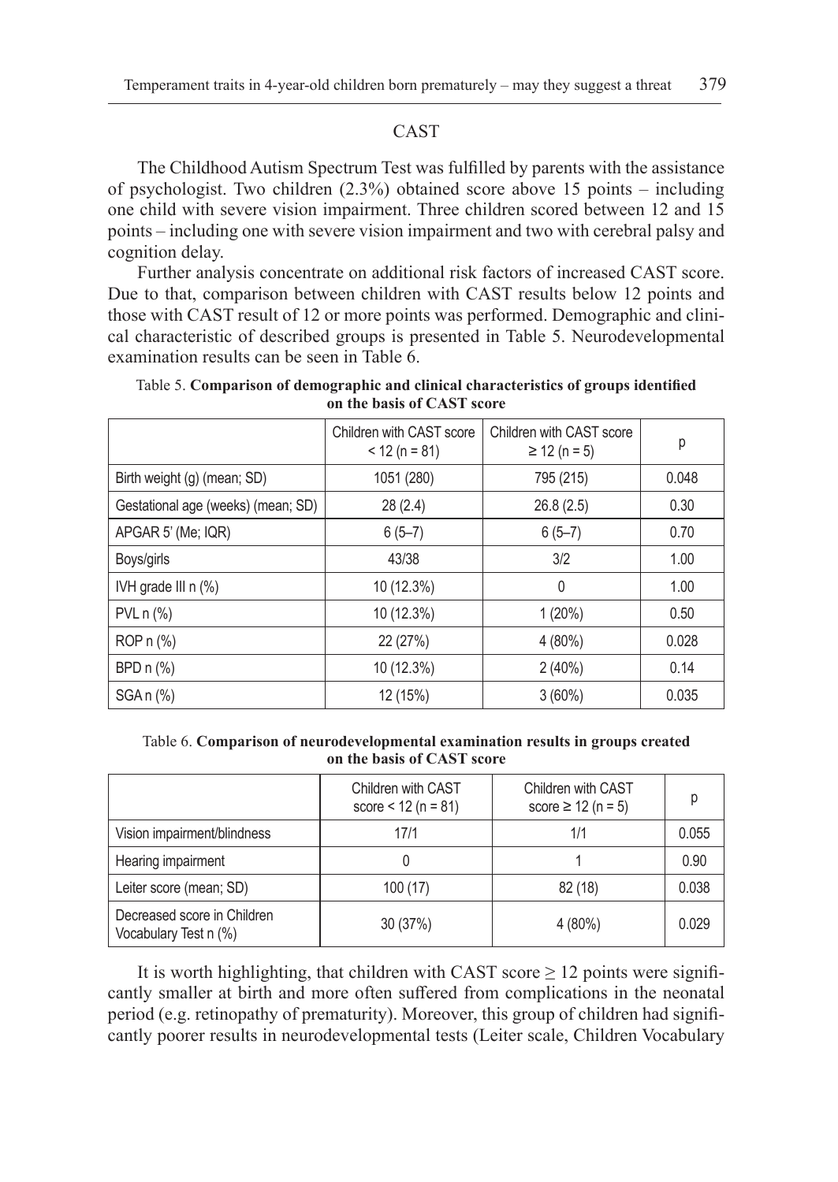## CAST

The Childhood Autism Spectrum Test was fulfilled by parents with the assistance of psychologist. Two children (2.3%) obtained score above 15 points – including one child with severe vision impairment. Three children scored between 12 and 15 points – including one with severe vision impairment and two with cerebral palsy and cognition delay.

Further analysis concentrate on additional risk factors of increased CAST score. Due to that, comparison between children with CAST results below 12 points and those with CAST result of 12 or more points was performed. Demographic and clinical characteristic of described groups is presented in Table 5. Neurodevelopmental examination results can be seen in Table 6.

Table 5. **Comparison of demographic and clinical characteristics of groups identified on the basis of CAST score**

| | Children with CAST score < 12 (n = 81) | Children with CAST score ≥ 12 (n = 5) | p |
|---|---|---|---|
| Birth weight (g) (mean; SD) | 1051 (280) | 795 (215) | 0.048 |
| Gestational age (weeks) (mean; SD) | 28 (2.4) | 26.8 (2.5) | 0.30 |
| APGAR 5' (Me; IQR) | 6 (5–7) | 6 (5–7) | 0.70 |
| Boys/girls | 43/38 | 3/2 | 1.00 |
| IVH grade III n (%) | 10 (12.3%) | 0 | 1.00 |
| PVL n (%) | 10 (12.3%) | 1 (20%) | 0.50 |
| ROP n (%) | 22 (27%) | 4 (80%) | 0.028 |
| BPD n (%) | 10 (12.3%) | 2 (40%) | 0.14 |
| SGA n (%) | 12 (15%) | 3 (60%) | 0.035 |

Table 6. **Comparison of neurodevelopmental examination results in groups created on the basis of CAST score**

| | Children with CAST score < 12 (n = 81) | Children with CAST score ≥ 12 (n = 5) | p |
|---|---|---|---|
| Vision impairment/blindness | 17/1 | 1/1 | 0.055 |
| Hearing impairment | 0 | 1 | 0.90 |
| Leiter score (mean; SD) | 100 (17) | 82 (18) | 0.038 |
| Decreased score in Children Vocabulary Test n (%) | 30 (37%) | 4 (80%) | 0.029 |

It is worth highlighting, that children with CAST score ≥ 12 points were significantly smaller at birth and more often suffered from complications in the neonatal period (e.g. retinopathy of prematurity). Moreover, this group of children had significantly poorer results in neurodevelopmental tests (Leiter scale, Children Vocabulary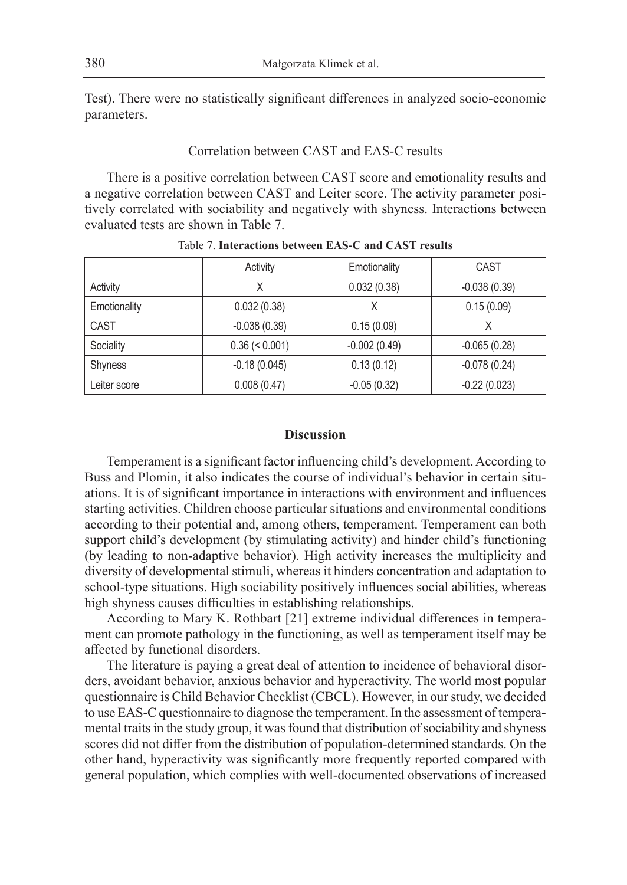Test). There were no statistically significant differences in analyzed socio-economic parameters.

### Correlation between CAST and EAS-C results

There is a positive correlation between CAST score and emotionality results and a negative correlation between CAST and Leiter score. The activity parameter positively correlated with sociability and negatively with shyness. Interactions between evaluated tests are shown in Table 7.

Table 7. **Interactions between EAS-C and CAST results**

| | Activity | Emotionality | CAST |
|---|---|---|---|
| Activity | X | 0.032 (0.38) | -0.038 (0.39) |
| Emotionality | 0.032 (0.38) | X | 0.15 (0.09) |
| CAST | -0.038 (0.39) | 0.15 (0.09) | X |
| Sociality | 0.36 (< 0.001) | -0.002 (0.49) | -0.065 (0.28) |
| Shyness | -0.18 (0.045) | 0.13 (0.12) | -0.078 (0.24) |
| Leiter score | 0.008 (0.47) | -0.05 (0.32) | -0.22 (0.023) |

## Discussion

Temperament is a significant factor influencing child's development. According to Buss and Plomin, it also indicates the course of individual's behavior in certain situations. It is of significant importance in interactions with environment and influences starting activities. Children choose particular situations and environmental conditions according to their potential and, among others, temperament. Temperament can both support child's development (by stimulating activity) and hinder child's functioning (by leading to non-adaptive behavior). High activity increases the multiplicity and diversity of developmental stimuli, whereas it hinders concentration and adaptation to school-type situations. High sociability positively influences social abilities, whereas high shyness causes difficulties in establishing relationships.

According to Mary K. Rothbart [21] extreme individual differences in temperament can promote pathology in the functioning, as well as temperament itself may be affected by functional disorders.

The literature is paying a great deal of attention to incidence of behavioral disorders, avoidant behavior, anxious behavior and hyperactivity. The world most popular questionnaire is Child Behavior Checklist (CBCL). However, in our study, we decided to use EAS-C questionnaire to diagnose the temperament. In the assessment of temperamental traits in the study group, it was found that distribution of sociability and shyness scores did not differ from the distribution of population-determined standards. On the other hand, hyperactivity was significantly more frequently reported compared with general population, which complies with well-documented observations of increased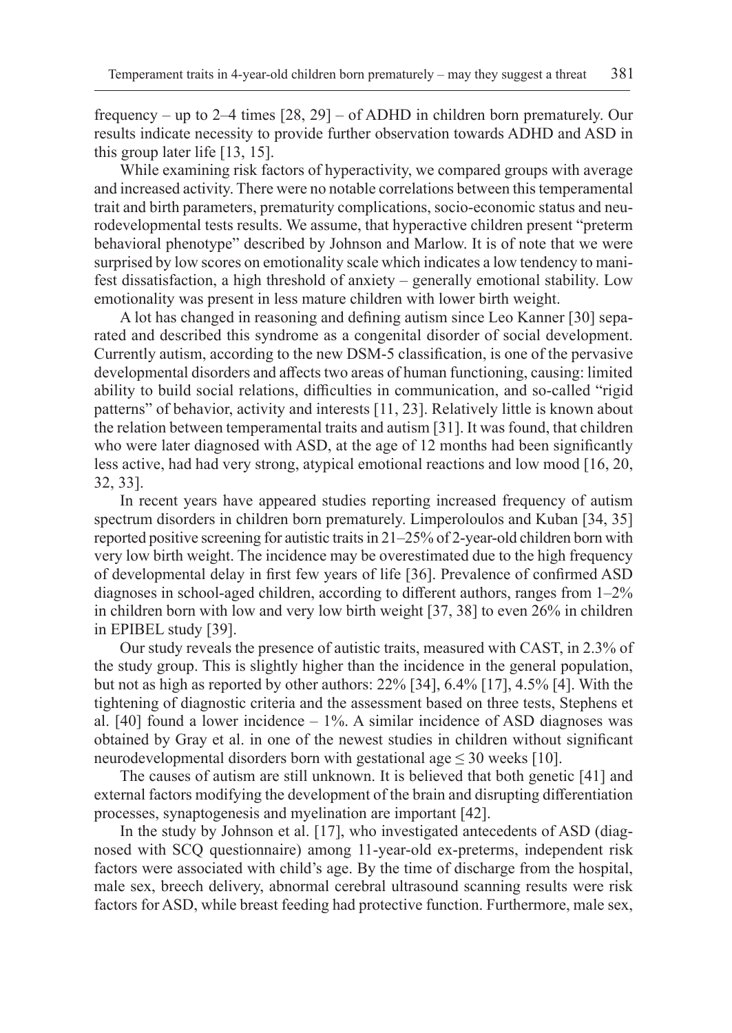frequency – up to 2–4 times [28, 29] – of ADHD in children born prematurely. Our results indicate necessity to provide further observation towards ADHD and ASD in this group later life [13, 15].

While examining risk factors of hyperactivity, we compared groups with average and increased activity. There were no notable correlations between this temperamental trait and birth parameters, prematurity complications, socio-economic status and neurodevelopmental tests results. We assume, that hyperactive children present "preterm behavioral phenotype" described by Johnson and Marlow. It is of note that we were surprised by low scores on emotionality scale which indicates a low tendency to manifest dissatisfaction, a high threshold of anxiety – generally emotional stability. Low emotionality was present in less mature children with lower birth weight.

A lot has changed in reasoning and defining autism since Leo Kanner [30] separated and described this syndrome as a congenital disorder of social development. Currently autism, according to the new DSM-5 classification, is one of the pervasive developmental disorders and affects two areas of human functioning, causing: limited ability to build social relations, difficulties in communication, and so-called "rigid patterns" of behavior, activity and interests [11, 23]. Relatively little is known about the relation between temperamental traits and autism [31]. It was found, that children who were later diagnosed with ASD, at the age of 12 months had been significantly less active, had had very strong, atypical emotional reactions and low mood [16, 20, 32, 33].

In recent years have appeared studies reporting increased frequency of autism spectrum disorders in children born prematurely. Limperoloulos and Kuban [34, 35] reported positive screening for autistic traits in 21–25% of 2-year-old children born with very low birth weight. The incidence may be overestimated due to the high frequency of developmental delay in first few years of life [36]. Prevalence of confirmed ASD diagnoses in school-aged children, according to different authors, ranges from 1–2% in children born with low and very low birth weight [37, 38] to even 26% in children in EPIBEL study [39].

Our study reveals the presence of autistic traits, measured with CAST, in 2.3% of the study group. This is slightly higher than the incidence in the general population, but not as high as reported by other authors: 22% [34], 6.4% [17], 4.5% [4]. With the tightening of diagnostic criteria and the assessment based on three tests, Stephens et al. [40] found a lower incidence – 1%. A similar incidence of ASD diagnoses was obtained by Gray et al. in one of the newest studies in children without significant neurodevelopmental disorders born with gestational age ≤ 30 weeks [10].

The causes of autism are still unknown. It is believed that both genetic [41] and external factors modifying the development of the brain and disrupting differentiation processes, synaptogenesis and myelination are important [42].

In the study by Johnson et al. [17], who investigated antecedents of ASD (diagnosed with SCQ questionnaire) among 11-year-old ex-preterms, independent risk factors were associated with child's age. By the time of discharge from the hospital, male sex, breech delivery, abnormal cerebral ultrasound scanning results were risk factors for ASD, while breast feeding had protective function. Furthermore, male sex,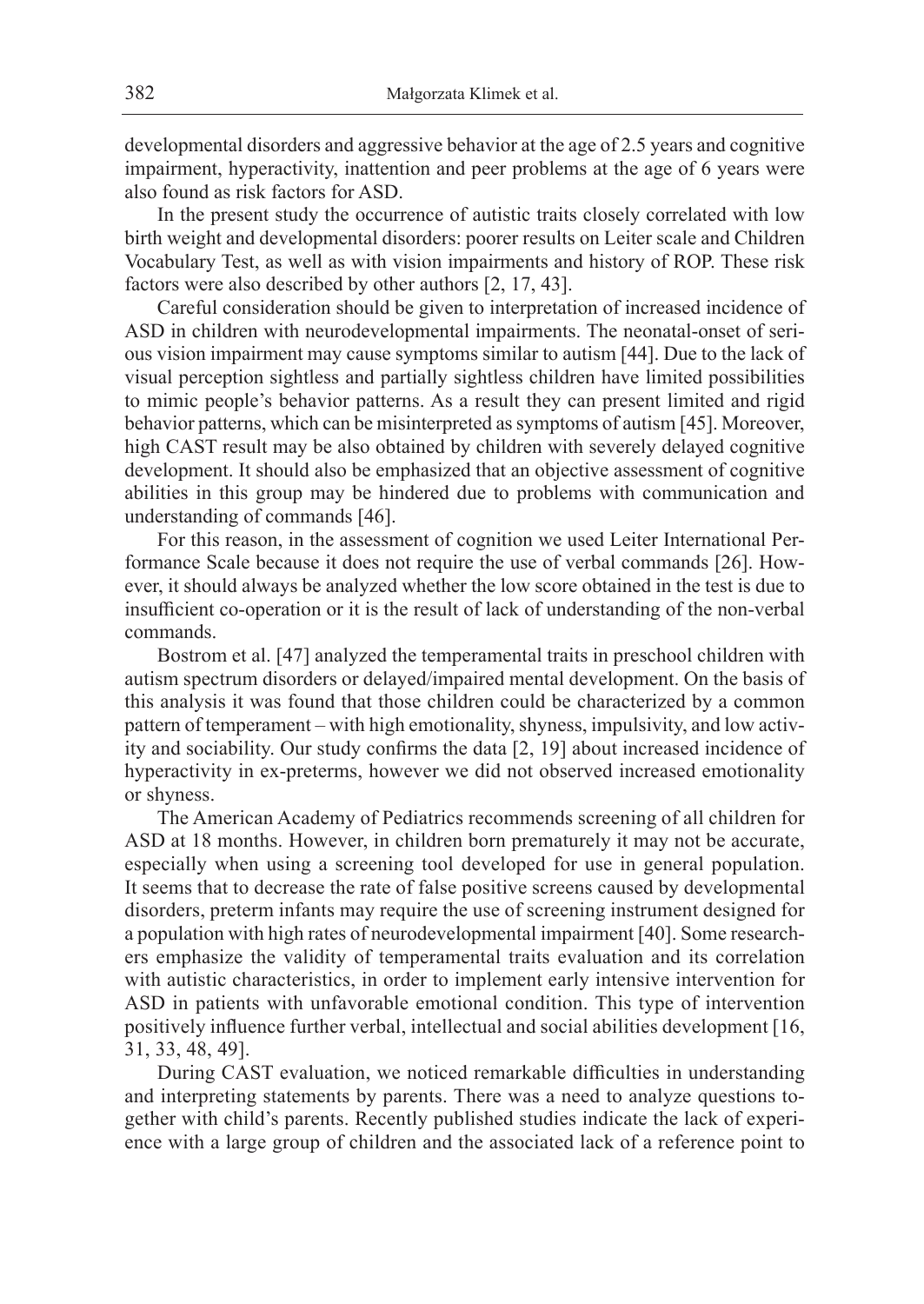developmental disorders and aggressive behavior at the age of 2.5 years and cognitive impairment, hyperactivity, inattention and peer problems at the age of 6 years were also found as risk factors for ASD.

In the present study the occurrence of autistic traits closely correlated with low birth weight and developmental disorders: poorer results on Leiter scale and Children Vocabulary Test, as well as with vision impairments and history of ROP. These risk factors were also described by other authors [2, 17, 43].

Careful consideration should be given to interpretation of increased incidence of ASD in children with neurodevelopmental impairments. The neonatal-onset of serious vision impairment may cause symptoms similar to autism [44]. Due to the lack of visual perception sightless and partially sightless children have limited possibilities to mimic people's behavior patterns. As a result they can present limited and rigid behavior patterns, which can be misinterpreted as symptoms of autism [45]. Moreover, high CAST result may be also obtained by children with severely delayed cognitive development. It should also be emphasized that an objective assessment of cognitive abilities in this group may be hindered due to problems with communication and understanding of commands [46].

For this reason, in the assessment of cognition we used Leiter International Performance Scale because it does not require the use of verbal commands [26]. However, it should always be analyzed whether the low score obtained in the test is due to insufficient co-operation or it is the result of lack of understanding of the non-verbal commands.

Bostrom et al. [47] analyzed the temperamental traits in preschool children with autism spectrum disorders or delayed/impaired mental development. On the basis of this analysis it was found that those children could be characterized by a common pattern of temperament – with high emotionality, shyness, impulsivity, and low activity and sociability. Our study confirms the data [2, 19] about increased incidence of hyperactivity in ex-preterms, however we did not observed increased emotionality or shyness.

The American Academy of Pediatrics recommends screening of all children for ASD at 18 months. However, in children born prematurely it may not be accurate, especially when using a screening tool developed for use in general population. It seems that to decrease the rate of false positive screens caused by developmental disorders, preterm infants may require the use of screening instrument designed for a population with high rates of neurodevelopmental impairment [40]. Some researchers emphasize the validity of temperamental traits evaluation and its correlation with autistic characteristics, in order to implement early intensive intervention for ASD in patients with unfavorable emotional condition. This type of intervention positively influence further verbal, intellectual and social abilities development [16, 31, 33, 48, 49].

During CAST evaluation, we noticed remarkable difficulties in understanding and interpreting statements by parents. There was a need to analyze questions together with child's parents. Recently published studies indicate the lack of experience with a large group of children and the associated lack of a reference point to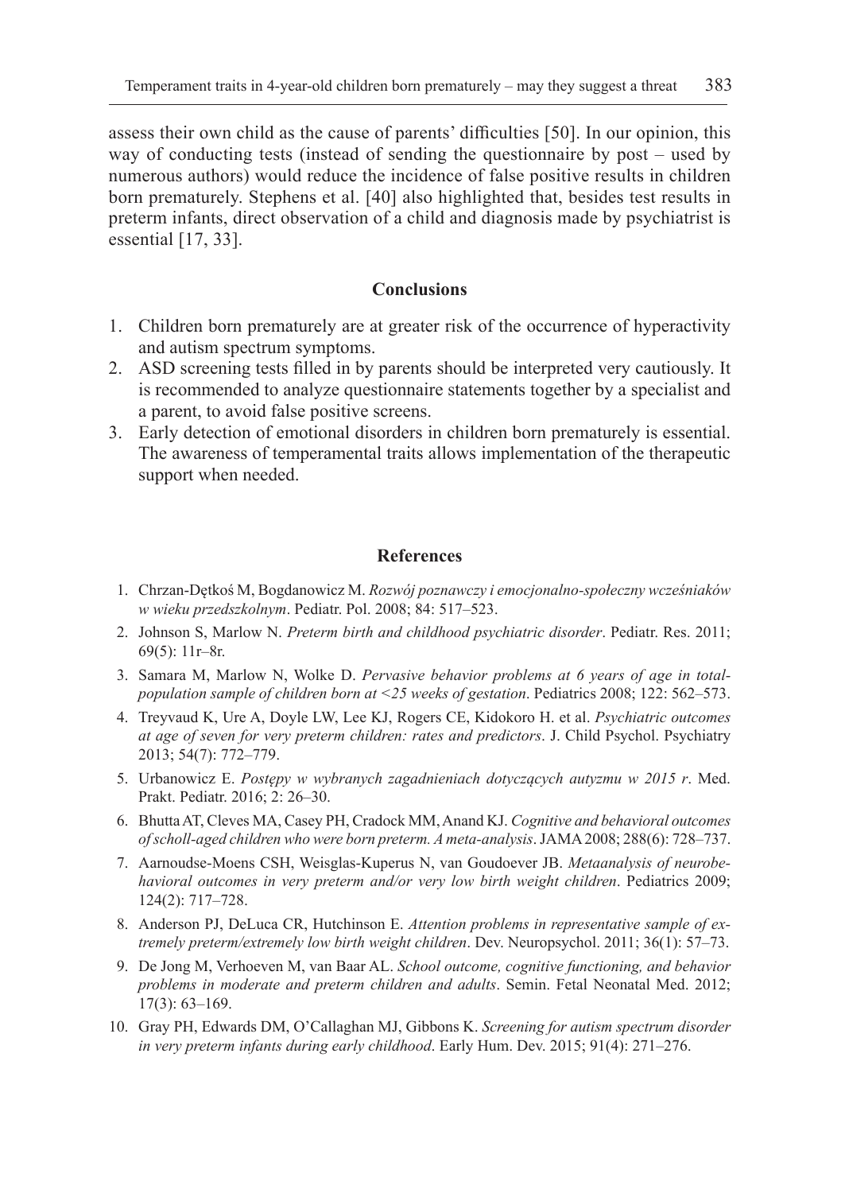assess their own child as the cause of parents' difficulties [50]. In our opinion, this way of conducting tests (instead of sending the questionnaire by post – used by numerous authors) would reduce the incidence of false positive results in children born prematurely. Stephens et al. [40] also highlighted that, besides test results in preterm infants, direct observation of a child and diagnosis made by psychiatrist is essential [17, 33].

## Conclusions

1. Children born prematurely are at greater risk of the occurrence of hyperactivity and autism spectrum symptoms.
2. ASD screening tests filled in by parents should be interpreted very cautiously. It is recommended to analyze questionnaire statements together by a specialist and a parent, to avoid false positive screens.
3. Early detection of emotional disorders in children born prematurely is essential. The awareness of temperamental traits allows implementation of the therapeutic support when needed.

## References

1. Chrzan-Dętkoś M, Bogdanowicz M. *Rozwój poznawczy i emocjonalno-społeczny wcześniaków w wieku przedszkolnym*. Pediatr. Pol. 2008; 84: 517–523.
2. Johnson S, Marlow N. *Preterm birth and childhood psychiatric disorder*. Pediatr. Res. 2011; 69(5): 11r–8r.
3. Samara M, Marlow N, Wolke D. *Pervasive behavior problems at 6 years of age in total-population sample of children born at <25 weeks of gestation*. Pediatrics 2008; 122: 562–573.
4. Treyvaud K, Ure A, Doyle LW, Lee KJ, Rogers CE, Kidokoro H. et al. *Psychiatric outcomes at age of seven for very preterm children: rates and predictors*. J. Child Psychol. Psychiatry 2013; 54(7): 772–779.
5. Urbanowicz E. *Postępy w wybranych zagadnieniach dotyczących autyzmu w 2015 r*. Med. Prakt. Pediatr. 2016; 2: 26–30.
6. Bhutta AT, Cleves MA, Casey PH, Cradock MM, Anand KJ. *Cognitive and behavioral outcomes of scholl-aged children who were born preterm. A meta-analysis*. JAMA 2008; 288(6): 728–737.
7. Aarnoudse-Moens CSH, Weisglas-Kuperus N, van Goudoever JB. *Metaanalysis of neurobehavioral outcomes in very preterm and/or very low birth weight children*. Pediatrics 2009; 124(2): 717–728.
8. Anderson PJ, DeLuca CR, Hutchinson E. *Attention problems in representative sample of extremely preterm/extremely low birth weight children*. Dev. Neuropsychol. 2011; 36(1): 57–73.
9. De Jong M, Verhoeven M, van Baar AL. *School outcome, cognitive functioning, and behavior problems in moderate and preterm children and adults*. Semin. Fetal Neonatal Med. 2012; 17(3): 63–169.
10. Gray PH, Edwards DM, O'Callaghan MJ, Gibbons K. *Screening for autism spectrum disorder in very preterm infants during early childhood*. Early Hum. Dev. 2015; 91(4): 271–276.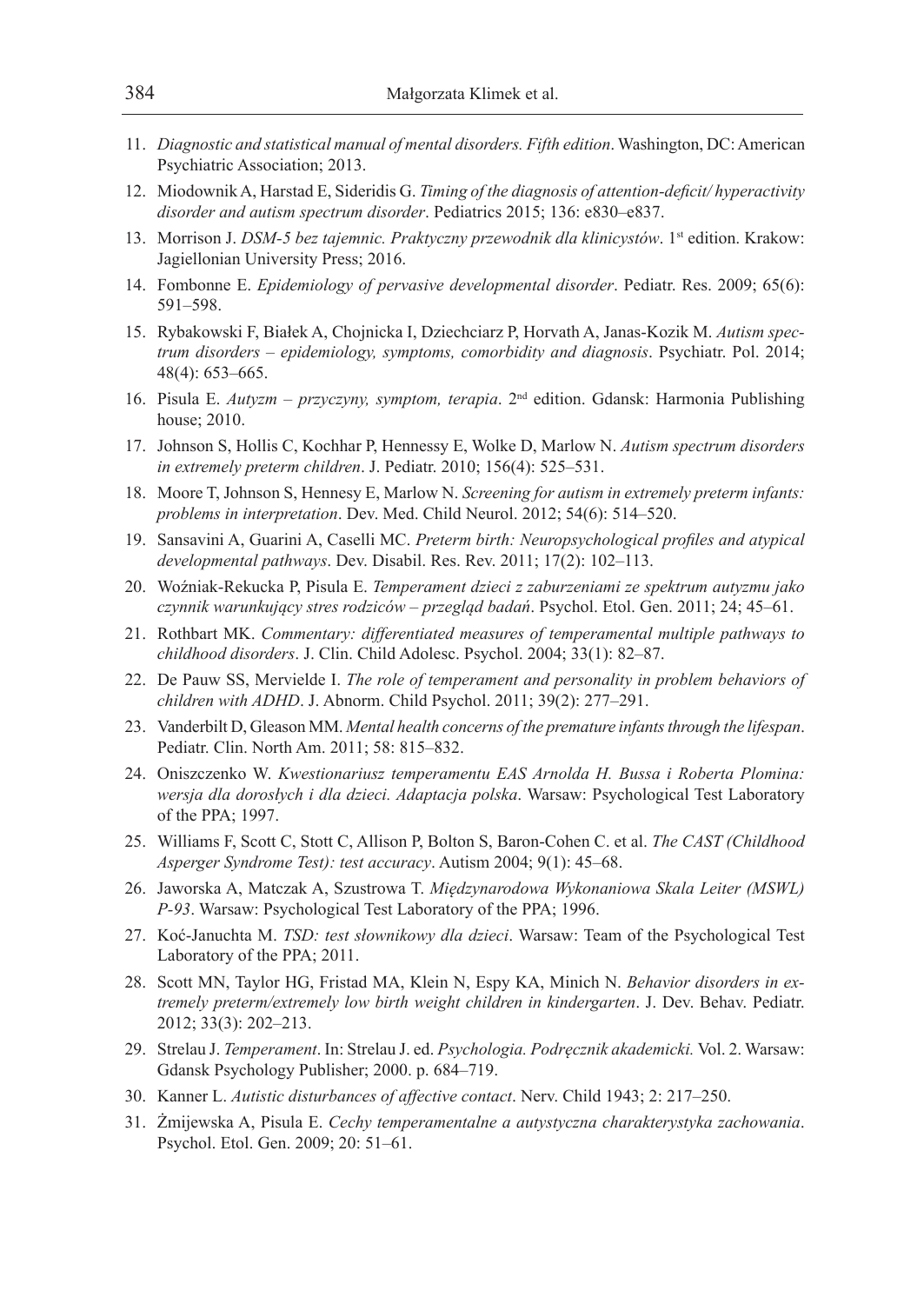11. *Diagnostic and statistical manual of mental disorders. Fifth edition*. Washington, DC: American Psychiatric Association; 2013.
12. Miodownik A, Harstad E, Sideridis G. *Timing of the diagnosis of attention-deficit/ hyperactivity disorder and autism spectrum disorder*. Pediatrics 2015; 136: e830–e837.
13. Morrison J. *DSM-5 bez tajemnic. Praktyczny przewodnik dla klinicystów*. 1st edition. Krakow: Jagiellonian University Press; 2016.
14. Fombonne E. *Epidemiology of pervasive developmental disorder*. Pediatr. Res. 2009; 65(6): 591–598.
15. Rybakowski F, Białek A, Chojnicka I, Dziechciarz P, Horvath A, Janas-Kozik M. *Autism spectrum disorders – epidemiology, symptoms, comorbidity and diagnosis*. Psychiatr. Pol. 2014; 48(4): 653–665.
16. Pisula E. *Autyzm – przyczyny, symptom, terapia*. 2nd edition. Gdansk: Harmonia Publishing house; 2010.
17. Johnson S, Hollis C, Kochhar P, Hennessy E, Wolke D, Marlow N. *Autism spectrum disorders in extremely preterm children*. J. Pediatr. 2010; 156(4): 525–531.
18. Moore T, Johnson S, Hennesy E, Marlow N. *Screening for autism in extremely preterm infants: problems in interpretation*. Dev. Med. Child Neurol. 2012; 54(6): 514–520.
19. Sansavini A, Guarini A, Caselli MC. *Preterm birth: Neuropsychological profiles and atypical developmental pathways*. Dev. Disabil. Res. Rev. 2011; 17(2): 102–113.
20. Woźniak-Rekucka P, Pisula E. *Temperament dzieci z zaburzeniami ze spektrum autyzmu jako czynnik warunkujący stres rodziców – przegląd badań*. Psychol. Etol. Gen. 2011; 24; 45–61.
21. Rothbart MK. *Commentary: differentiated measures of temperamental multiple pathways to childhood disorders*. J. Clin. Child Adolesc. Psychol. 2004; 33(1): 82–87.
22. De Pauw SS, Mervielde I. *The role of temperament and personality in problem behaviors of children with ADHD*. J. Abnorm. Child Psychol. 2011; 39(2): 277–291.
23. Vanderbilt D, Gleason MM. *Mental health concerns of the premature infants through the lifespan*. Pediatr. Clin. North Am. 2011; 58: 815–832.
24. Oniszczenko W. *Kwestionariusz temperamentu EAS Arnolda H. Bussa i Roberta Plomina: wersja dla dorosłych i dla dzieci. Adaptacja polska*. Warsaw: Psychological Test Laboratory of the PPA; 1997.
25. Williams F, Scott C, Stott C, Allison P, Bolton S, Baron-Cohen C. et al. *The CAST (Childhood Asperger Syndrome Test): test accuracy*. Autism 2004; 9(1): 45–68.
26. Jaworska A, Matczak A, Szustrowa T. *Międzynarodowa Wykonaniowa Skala Leiter (MSWL) P-93*. Warsaw: Psychological Test Laboratory of the PPA; 1996.
27. Koć-Januchta M. *TSD: test słownikowy dla dzieci*. Warsaw: Team of the Psychological Test Laboratory of the PPA; 2011.
28. Scott MN, Taylor HG, Fristad MA, Klein N, Espy KA, Minich N. *Behavior disorders in extremely preterm/extremely low birth weight children in kindergarten*. J. Dev. Behav. Pediatr. 2012; 33(3): 202–213.
29. Strelau J. *Temperament*. In: Strelau J. ed. *Psychologia. Podręcznik akademicki.* Vol. 2. Warsaw: Gdansk Psychology Publisher; 2000. p. 684–719.
30. Kanner L. *Autistic disturbances of affective contact*. Nerv. Child 1943; 2: 217–250.
31. Żmijewska A, Pisula E. *Cechy temperamentalne a autystyczna charakterystyka zachowania*. Psychol. Etol. Gen. 2009; 20: 51–61.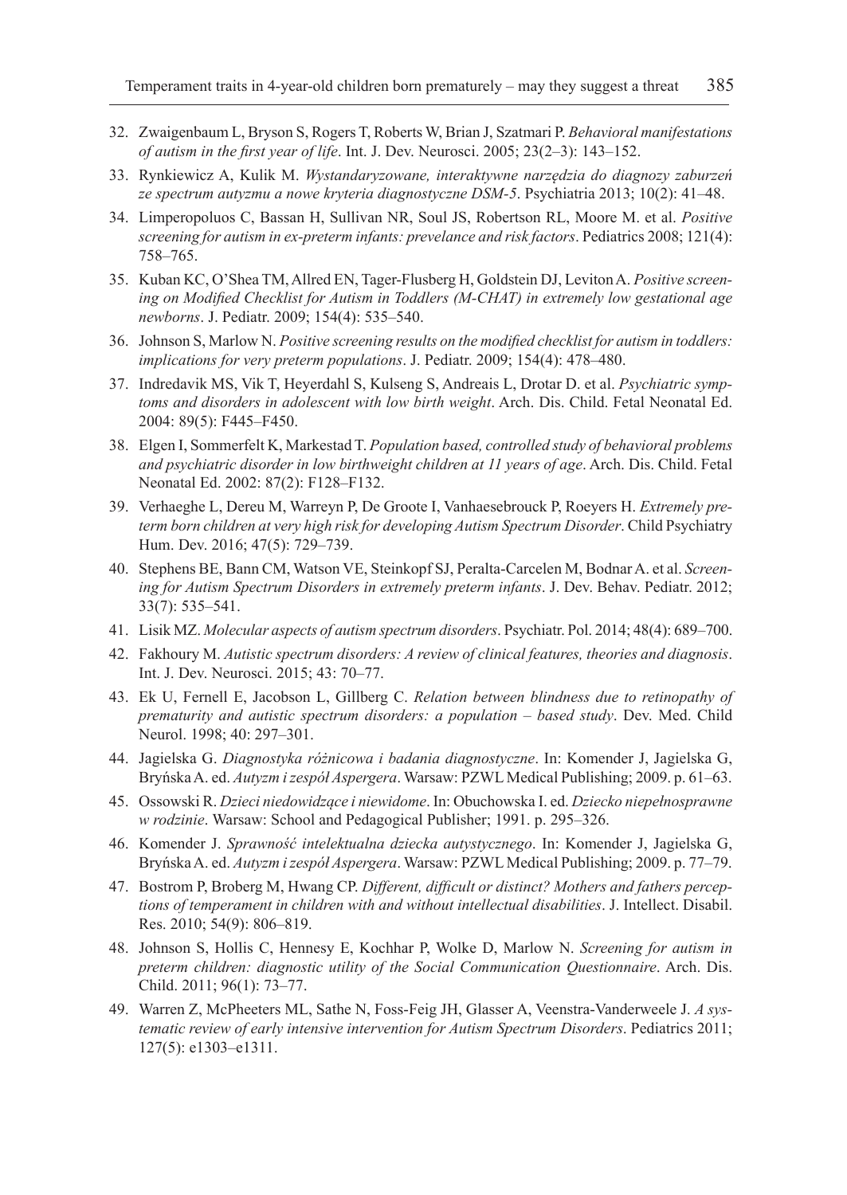32. Zwaigenbaum L, Bryson S, Rogers T, Roberts W, Brian J, Szatmari P. *Behavioral manifestations of autism in the first year of life*. Int. J. Dev. Neurosci. 2005; 23(2–3): 143–152.
33. Rynkiewicz A, Kulik M. *Wystandaryzowane, interaktywne narzędzia do diagnozy zaburzeń ze spectrum autyzmu a nowe kryteria diagnostyczne DSM-5*. Psychiatria 2013; 10(2): 41–48.
34. Limperopoluos C, Bassan H, Sullivan NR, Soul JS, Robertson RL, Moore M. et al. *Positive screening for autism in ex-preterm infants: prevelance and risk factors*. Pediatrics 2008; 121(4): 758–765.
35. Kuban KC, O'Shea TM, Allred EN, Tager-Flusberg H, Goldstein DJ, Leviton A. *Positive screening on Modified Checklist for Autism in Toddlers (M-CHAT) in extremely low gestational age newborns*. J. Pediatr. 2009; 154(4): 535–540.
36. Johnson S, Marlow N. *Positive screening results on the modified checklist for autism in toddlers: implications for very preterm populations*. J. Pediatr. 2009; 154(4): 478–480.
37. Indredavik MS, Vik T, Heyerdahl S, Kulseng S, Andreais L, Drotar D. et al. *Psychiatric symptoms and disorders in adolescent with low birth weight*. Arch. Dis. Child. Fetal Neonatal Ed. 2004: 89(5): F445–F450.
38. Elgen I, Sommerfelt K, Markestad T. *Population based, controlled study of behavioral problems and psychiatric disorder in low birthweight children at 11 years of age*. Arch. Dis. Child. Fetal Neonatal Ed. 2002: 87(2): F128–F132.
39. Verhaeghe L, Dereu M, Warreyn P, De Groote I, Vanhaesebrouck P, Roeyers H. *Extremely preterm born children at very high risk for developing Autism Spectrum Disorder*. Child Psychiatry Hum. Dev. 2016; 47(5): 729–739.
40. Stephens BE, Bann CM, Watson VE, Steinkopf SJ, Peralta-Carcelen M, Bodnar A. et al. *Screening for Autism Spectrum Disorders in extremely preterm infants*. J. Dev. Behav. Pediatr. 2012; 33(7): 535–541.
41. Lisik MZ. *Molecular aspects of autism spectrum disorders*. Psychiatr. Pol. 2014; 48(4): 689–700.
42. Fakhoury M. *Autistic spectrum disorders: A review of clinical features, theories and diagnosis*. Int. J. Dev. Neurosci. 2015; 43: 70–77.
43. Ek U, Fernell E, Jacobson L, Gillberg C. *Relation between blindness due to retinopathy of prematurity and autistic spectrum disorders: a population – based study*. Dev. Med. Child Neurol. 1998; 40: 297–301.
44. Jagielska G. *Diagnostyka różnicowa i badania diagnostyczne*. In: Komender J, Jagielska G, Bryńska A. ed. *Autyzm i zespół Aspergera*. Warsaw: PZWL Medical Publishing; 2009. p. 61–63.
45. Ossowski R. *Dzieci niedowidzące i niewidome*. In: Obuchowska I. ed. *Dziecko niepełnosprawne w rodzinie*. Warsaw: School and Pedagogical Publisher; 1991. p. 295–326.
46. Komender J. *Sprawność intelektualna dziecka autystycznego*. In: Komender J, Jagielska G, Bryńska A. ed. *Autyzm i zespół Aspergera*. Warsaw: PZWL Medical Publishing; 2009. p. 77–79.
47. Bostrom P, Broberg M, Hwang CP. *Different, difficult or distinct? Mothers and fathers perceptions of temperament in children with and without intellectual disabilities*. J. Intellect. Disabil. Res. 2010; 54(9): 806–819.
48. Johnson S, Hollis C, Hennesy E, Kochhar P, Wolke D, Marlow N. *Screening for autism in preterm children: diagnostic utility of the Social Communication Questionnaire*. Arch. Dis. Child. 2011; 96(1): 73–77.
49. Warren Z, McPheeters ML, Sathe N, Foss-Feig JH, Glasser A, Veenstra-Vanderweele J. *A systematic review of early intensive intervention for Autism Spectrum Disorders*. Pediatrics 2011; 127(5): e1303–e1311.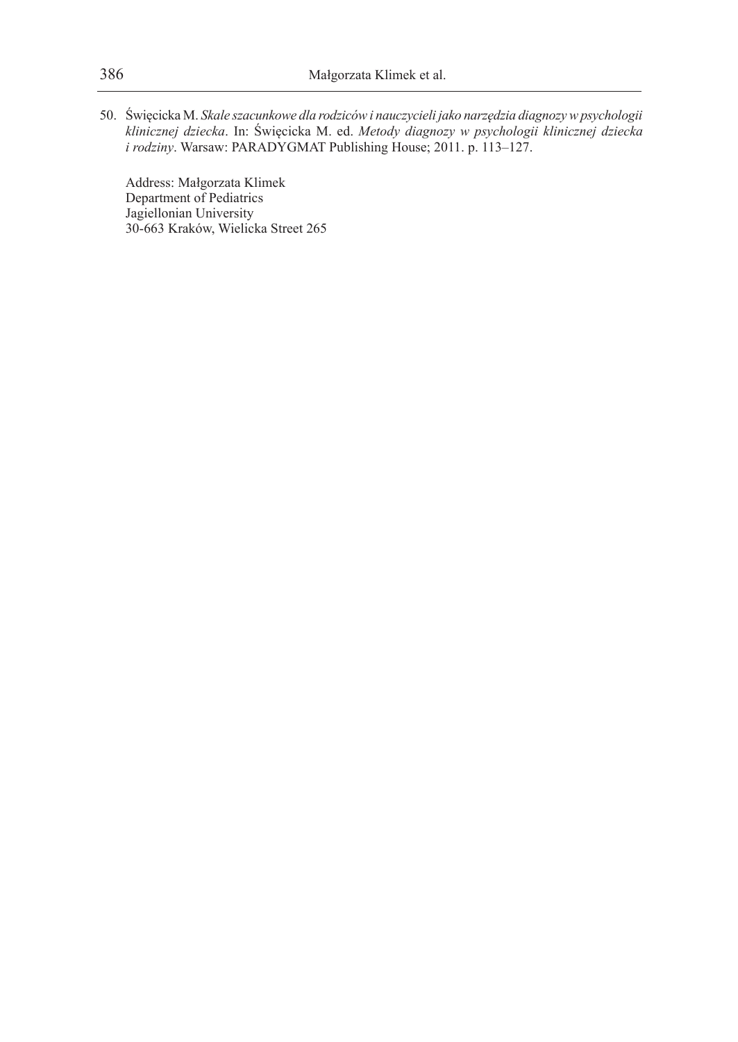50. Święcicka M. *Skale szacunkowe dla rodziców i nauczycieli jako narzędzia diagnozy w psychologii klinicznej dziecka*. In: Święcicka M. ed. *Metody diagnozy w psychologii klinicznej dziecka i rodziny*. Warsaw: PARADYGMAT Publishing House; 2011. p. 113–127.

Address: Małgorzata Klimek
Department of Pediatrics
Jagiellonian University
30-663 Kraków, Wielicka Street 265